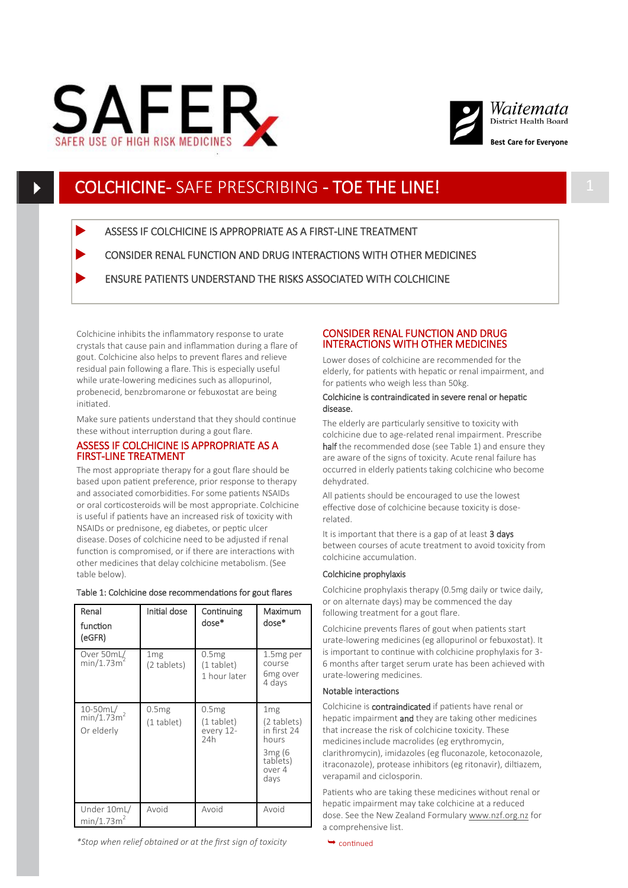SAFER
SAFER USE OF HIGH RISK MEDICINES

Waitemata District Health Board
Best Care for Everyone

# COLCHICINE- SAFE PRESCRIBING - TOE THE LINE!

- ASSESS IF COLCHICINE IS APPROPRIATE AS A FIRST-LINE TREATMENT
- CONSIDER RENAL FUNCTION AND DRUG INTERACTIONS WITH OTHER MEDICINES
- ENSURE PATIENTS UNDERSTAND THE RISKS ASSOCIATED WITH COLCHICINE

Colchicine inhibits the inflammatory response to urate crystals that cause pain and inflammation during a flare of gout. Colchicine also helps to prevent flares and relieve residual pain following a flare. This is especially useful while urate-lowering medicines such as allopurinol, probenecid, benzbromarone or febuxostat are being initiated.

Make sure patients understand that they should continue these without interruption during a gout flare.

## ASSESS IF COLCHICINE IS APPROPRIATE AS A FIRST-LINE TREATMENT

The most appropriate therapy for a gout flare should be based upon patient preference, prior response to therapy and associated comorbidities. For some patients NSAIDs or oral corticosteroids will be most appropriate. Colchicine is useful if patients have an increased risk of toxicity with NSAIDs or prednisone, eg diabetes, or peptic ulcer disease. Doses of colchicine need to be adjusted if renal function is compromised, or if there are interactions with other medicines that delay colchicine metabolism. (See table below).

Table 1: Colchicine dose recommendations for gout flares

| Renal function (eGFR) | Initial dose | Continuing dose* | Maximum dose* |
|---|---|---|---|
| Over 50mL/ min/1.73m$^2$ | 1mg (2 tablets) | 0.5mg (1 tablet) 1 hour later | 1.5mg per course 6mg over 4 days |
| 10-50mL/ min/1.73m$^2$ Or elderly | 0.5mg (1 tablet) | 0.5mg (1 tablet) every 12-24h | 1mg (2 tablets) in first 24 hours 3mg (6 tablets) over 4 days |
| Under 10mL/ min/1.73m$^2$ | Avoid | Avoid | Avoid |

*\*Stop when relief obtained or at the first sign of toxicity*

## CONSIDER RENAL FUNCTION AND DRUG INTERACTIONS WITH OTHER MEDICINES

Lower doses of colchicine are recommended for the elderly, for patients with hepatic or renal impairment, and for patients who weigh less than 50kg.

Colchicine is contraindicated in severe renal or hepatic disease.

The elderly are particularly sensitive to toxicity with colchicine due to age-related renal impairment. Prescribe **half** the recommended dose (see Table 1) and ensure they are aware of the signs of toxicity. Acute renal failure has occurred in elderly patients taking colchicine who become dehydrated.

All patients should be encouraged to use the lowest effective dose of colchicine because toxicity is dose-related.

It is important that there is a gap of at least **3 days** between courses of acute treatment to avoid toxicity from colchicine accumulation.

### Colchicine prophylaxis

Colchicine prophylaxis therapy (0.5mg daily or twice daily, or on alternate days) may be commenced the day following treatment for a gout flare.

Colchicine prevents flares of gout when patients start urate-lowering medicines (eg allopurinol or febuxostat). It is important to continue with colchicine prophylaxis for 3-6 months after target serum urate has been achieved with urate-lowering medicines.

### Notable interactions

Colchicine is **contraindicated** if patients have renal or hepatic impairment **and** they are taking other medicines that increase the risk of colchicine toxicity. These medicines include macrolides (eg erythromycin, clarithromycin), imidazoles (eg fluconazole, ketoconazole, itraconazole), protease inhibitors (eg ritonavir), diltiazem, verapamil and ciclosporin.

Patients who are taking these medicines without renal or hepatic impairment may take colchicine at a reduced dose. See the New Zealand Formulary www.nzf.org.nz for a comprehensive list.

continued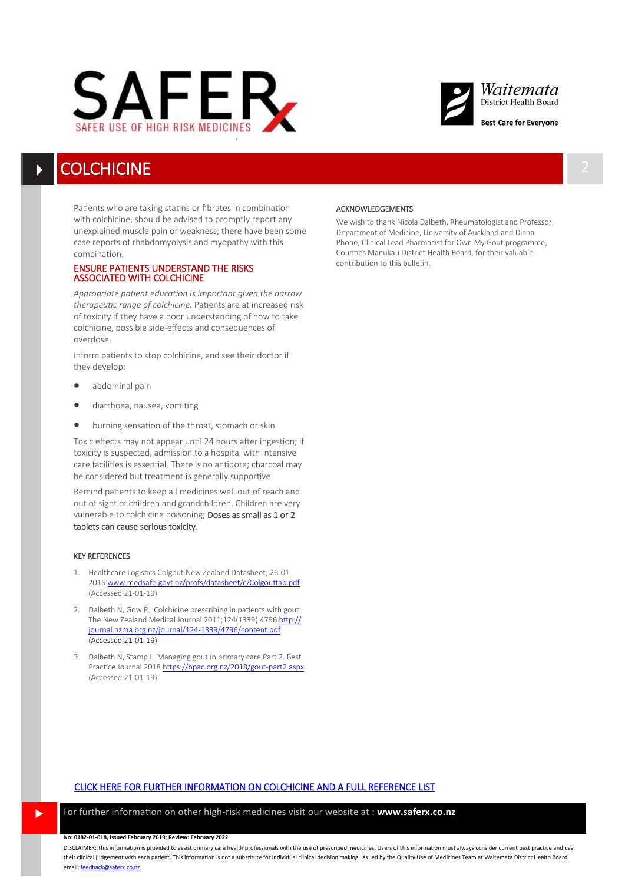# COLCHICINE

Patients who are taking statins or fibrates in combination with colchicine, should be advised to promptly report any unexplained muscle pain or weakness; there have been some case reports of rhabdomyolysis and myopathy with this combination.

## ENSURE PATIENTS UNDERSTAND THE RISKS ASSOCIATED WITH COLCHICINE

*Appropriate patient education is important given the narrow therapeutic range of colchicine.* Patients are at increased risk of toxicity if they have a poor understanding of how to take colchicine, possible side-effects and consequences of overdose.

Inform patients to stop colchicine, and see their doctor if they develop:

- abdominal pain
- diarrhoea, nausea, vomiting
- burning sensation of the throat, stomach or skin

Toxic effects may not appear until 24 hours after ingestion; if toxicity is suspected, admission to a hospital with intensive care facilities is essential. There is no antidote; charcoal may be considered but treatment is generally supportive.

Remind patients to keep all medicines well out of reach and out of sight of children and grandchildren. Children are very vulnerable to colchicine poisoning; Doses as small as 1 or 2 tablets can cause serious toxicity.

### KEY REFERENCES

1. Healthcare Logistics Colgout New Zealand Datasheet; 26-01-2016 www.medsafe.govt.nz/profs/datasheet/c/Colgouttab.pdf (Accessed 21-01-19)
2. Dalbeth N, Gow P. Colchicine prescribing in patients with gout. The New Zealand Medical Journal 2011;124(1339):4796 http://journal.nzma.org.nz/journal/124-1339/4796/content.pdf (Accessed 21-01-19)
3. Dalbeth N, Stamp L. Managing gout in primary care Part 2. Best Practice Journal 2018 https://bpac.org.nz/2018/gout-part2.aspx (Accessed 21-01-19)

### ACKNOWLEDGEMENTS

We wish to thank Nicola Dalbeth, Rheumatologist and Professor, Department of Medicine, University of Auckland and Diana Phone, Clinical Lead Pharmacist for Own My Gout programme, Counties Manukau District Health Board, for their valuable contribution to this bulletin.

CLICK HERE FOR FURTHER INFORMATION ON COLCHICINE AND A FULL REFERENCE LIST

For further information on other high-risk medicines visit our website at : **www.saferx.co.nz**

**No: 0182-01-018, Issued February 2019; Review: February 2022**

DISCLAIMER: This information is provided to assist primary care health professionals with the use of prescribed medicines. Users of this information must always consider current best practice and use their clinical judgement with each patient. This information is not a substitute for individual clinical decision making. Issued by the Quality Use of Medicines Team at Waitemata District Health Board, email: feedback@saferx.co.nz